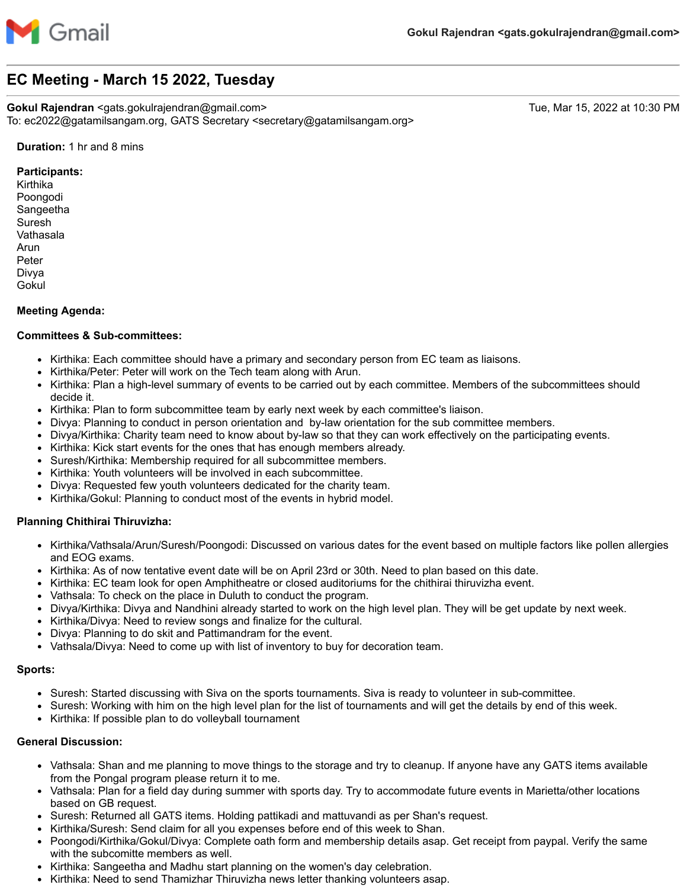Gmail

Gokul Rajendran <gats.gokulrajendran@gmail.com>

# EC Meeting - March 15 2022, Tuesday

**Gokul Rajendran** <gats.gokulrajendran@gmail.com> — Tue, Mar 15, 2022 at 10:30 PM
To: ec2022@gatamilsangam.org, GATS Secretary <secretary@gatamilsangam.org>

**Duration:** 1 hr and 8 mins

**Participants:**
Kirthika
Poongodi
Sangeetha
Suresh
Vathasala
Arun
Peter
Divya
Gokul

**Meeting Agenda:**

**Committees & Sub-committees:**

- Kirthika: Each committee should have a primary and secondary person from EC team as liaisons.
- Kirthika/Peter: Peter will work on the Tech team along with Arun.
- Kirthika: Plan a high-level summary of events to be carried out by each committee. Members of the subcommittees should decide it.
- Kirthika: Plan to form subcommittee team by early next week by each committee's liaison.
- Divya: Planning to conduct in person orientation and  by-law orientation for the sub committee members.
- Divya/Kirthika: Charity team need to know about by-law so that they can work effectively on the participating events.
- Kirthika: Kick start events for the ones that has enough members already.
- Suresh/Kirthika: Membership required for all subcommittee members.
- Kirthika: Youth volunteers will be involved in each subcommittee.
- Divya: Requested few youth volunteers dedicated for the charity team.
- Kirthika/Gokul: Planning to conduct most of the events in hybrid model.

**Planning Chithirai Thiruvizha:**

- Kirthika/Vathsala/Arun/Suresh/Poongodi: Discussed on various dates for the event based on multiple factors like pollen allergies and EOG exams.
- Kirthika: As of now tentative event date will be on April 23rd or 30th. Need to plan based on this date.
- Kirthika: EC team look for open Amphitheatre or closed auditoriums for the chithirai thiruvizha event.
- Vathsala: To check on the place in Duluth to conduct the program.
- Divya/Kirthika: Divya and Nandhini already started to work on the high level plan. They will be get update by next week.
- Kirthika/Divya: Need to review songs and finalize for the cultural.
- Divya: Planning to do skit and Pattimandram for the event.
- Vathsala/Divya: Need to come up with list of inventory to buy for decoration team.

**Sports:**

- Suresh: Started discussing with Siva on the sports tournaments. Siva is ready to volunteer in sub-committee.
- Suresh: Working with him on the high level plan for the list of tournaments and will get the details by end of this week.
- Kirthika: If possible plan to do volleyball tournament

**General Discussion:**

- Vathsala: Shan and me planning to move things to the storage and try to cleanup. If anyone have any GATS items available from the Pongal program please return it to me.
- Vathsala: Plan for a field day during summer with sports day. Try to accommodate future events in Marietta/other locations based on GB request.
- Suresh: Returned all GATS items. Holding pattikadi and mattuvandi as per Shan's request.
- Kirthika/Suresh: Send claim for all you expenses before end of this week to Shan.
- Poongodi/Kirthika/Gokul/Divya: Complete oath form and membership details asap. Get receipt from paypal. Verify the same with the subcomitte members as well.
- Kirthika: Sangeetha and Madhu start planning on the women's day celebration.
- Kirthika: Need to send Thamizhar Thiruvizha news letter thanking volunteers asap.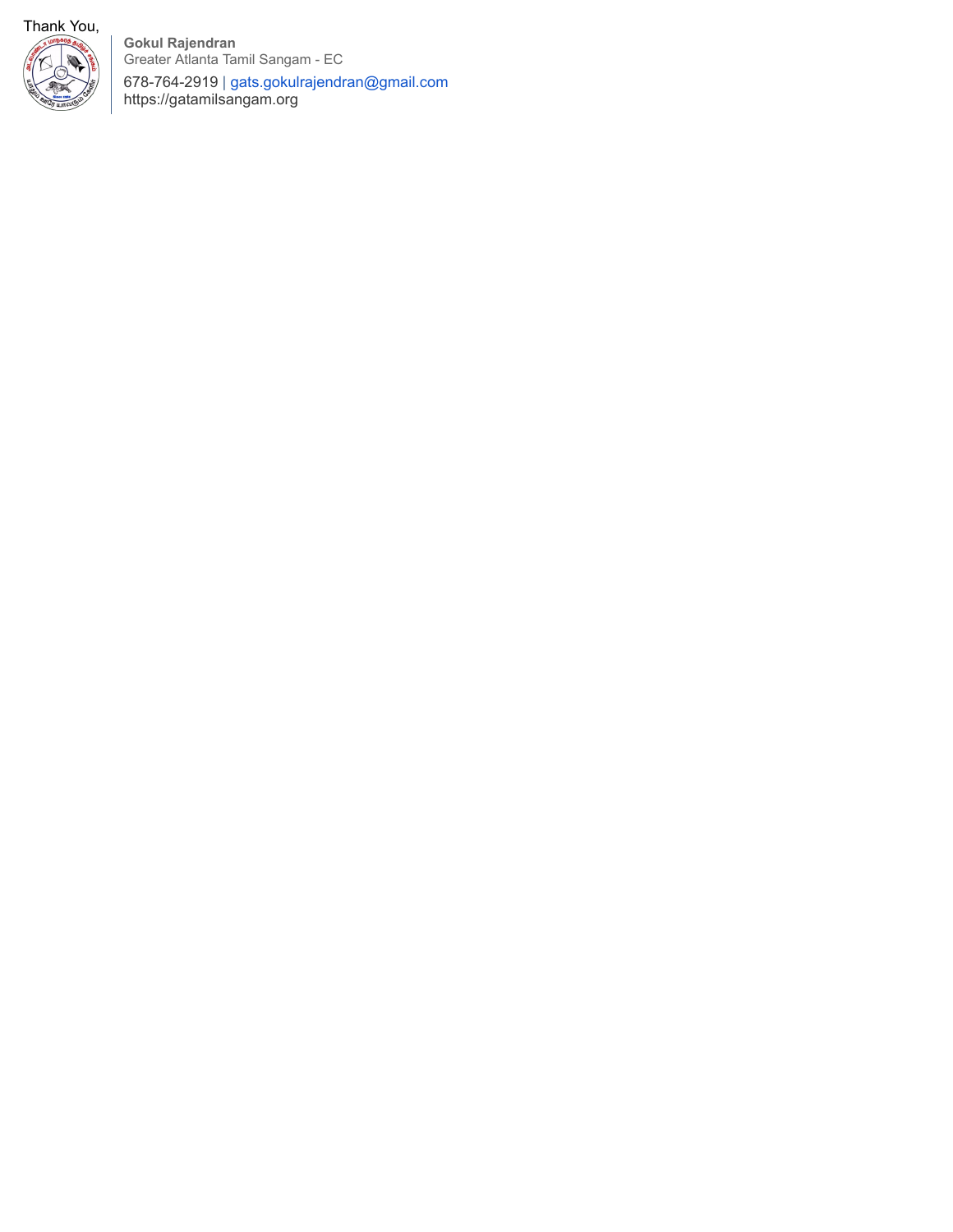Thank You,

**Gokul Rajendran**
Greater Atlanta Tamil Sangam - EC
678-764-2919 | gats.gokulrajendran@gmail.com
https://gatamilsangam.org